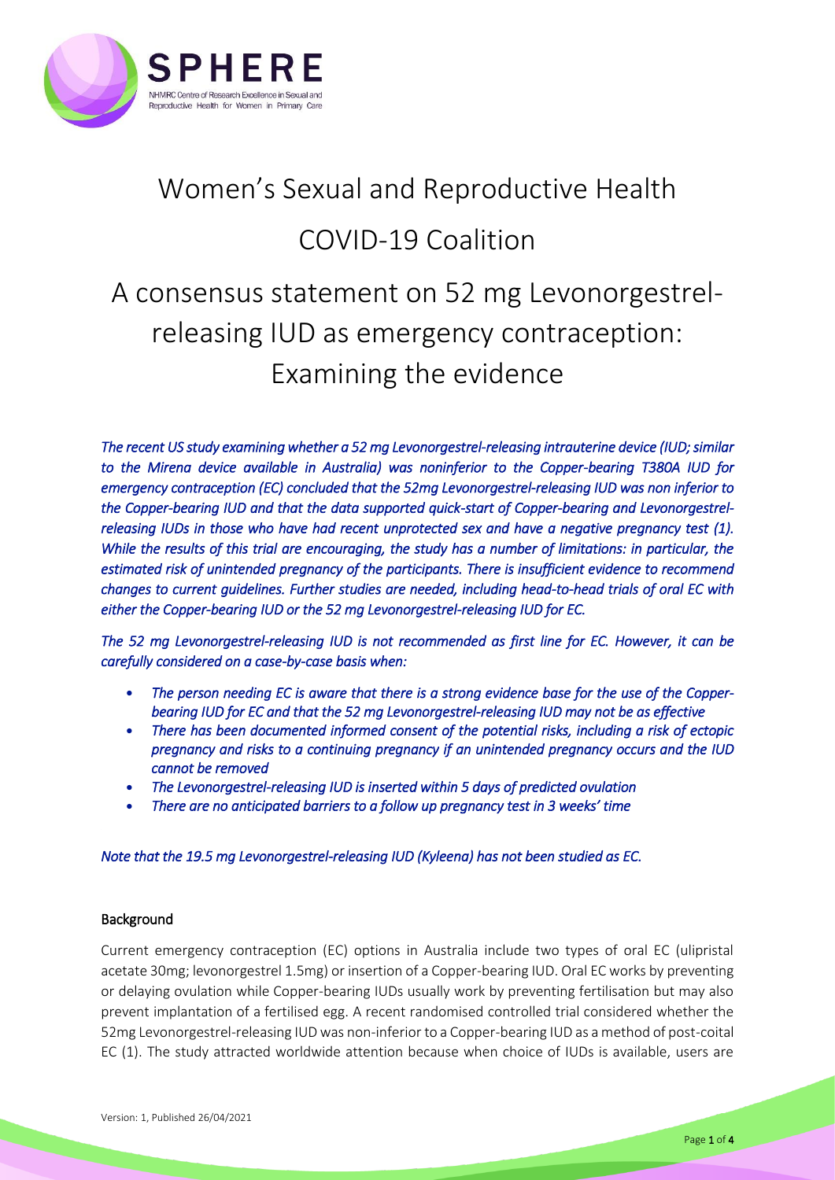# Women's Sexual and Reproductive Health COVID-19 Coalition

# A consensus statement on 52 mg Levonorgestrel-releasing IUD as emergency contraception: Examining the evidence

*The recent US study examining whether a 52 mg Levonorgestrel-releasing intrauterine device (IUD; similar to the Mirena device available in Australia) was noninferior to the Copper-bearing T380A IUD for emergency contraception (EC) concluded that the 52mg Levonorgestrel-releasing IUD was non inferior to the Copper-bearing IUD and that the data supported quick-start of Copper-bearing and Levonorgestrel-releasing IUDs in those who have had recent unprotected sex and have a negative pregnancy test (1). While the results of this trial are encouraging, the study has a number of limitations: in particular, the estimated risk of unintended pregnancy of the participants. There is insufficient evidence to recommend changes to current guidelines. Further studies are needed, including head-to-head trials of oral EC with either the Copper-bearing IUD or the 52 mg Levonorgestrel-releasing IUD for EC.*

*The 52 mg Levonorgestrel-releasing IUD is not recommended as first line for EC. However, it can be carefully considered on a case-by-case basis when:*

- *The person needing EC is aware that there is a strong evidence base for the use of the Copper-bearing IUD for EC and that the 52 mg Levonorgestrel-releasing IUD may not be as effective*
- *There has been documented informed consent of the potential risks, including a risk of ectopic pregnancy and risks to a continuing pregnancy if an unintended pregnancy occurs and the IUD cannot be removed*
- *The Levonorgestrel-releasing IUD is inserted within 5 days of predicted ovulation*
- *There are no anticipated barriers to a follow up pregnancy test in 3 weeks' time*

*Note that the 19.5 mg Levonorgestrel-releasing IUD (Kyleena) has not been studied as EC.*

## Background

Current emergency contraception (EC) options in Australia include two types of oral EC (ulipristal acetate 30mg; levonorgestrel 1.5mg) or insertion of a Copper-bearing IUD. Oral EC works by preventing or delaying ovulation while Copper-bearing IUDs usually work by preventing fertilisation but may also prevent implantation of a fertilised egg. A recent randomised controlled trial considered whether the 52mg Levonorgestrel-releasing IUD was non-inferior to a Copper-bearing IUD as a method of post-coital EC (1). The study attracted worldwide attention because when choice of IUDs is available, users are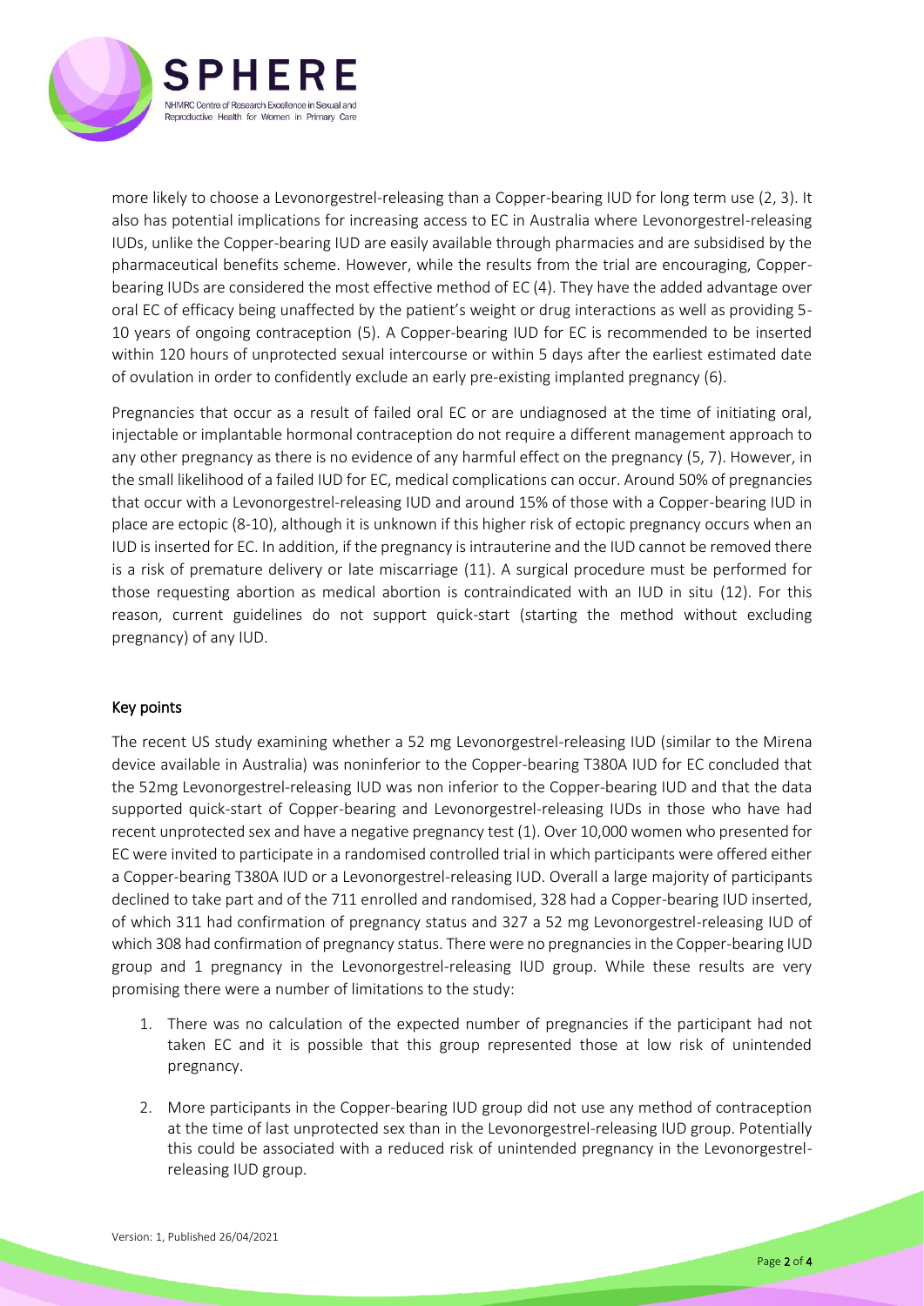more likely to choose a Levonorgestrel-releasing than a Copper-bearing IUD for long term use (2, 3). It also has potential implications for increasing access to EC in Australia where Levonorgestrel-releasing IUDs, unlike the Copper-bearing IUD are easily available through pharmacies and are subsidised by the pharmaceutical benefits scheme. However, while the results from the trial are encouraging, Copper-bearing IUDs are considered the most effective method of EC (4). They have the added advantage over oral EC of efficacy being unaffected by the patient's weight or drug interactions as well as providing 5-10 years of ongoing contraception (5). A Copper-bearing IUD for EC is recommended to be inserted within 120 hours of unprotected sexual intercourse or within 5 days after the earliest estimated date of ovulation in order to confidently exclude an early pre-existing implanted pregnancy (6).

Pregnancies that occur as a result of failed oral EC or are undiagnosed at the time of initiating oral, injectable or implantable hormonal contraception do not require a different management approach to any other pregnancy as there is no evidence of any harmful effect on the pregnancy (5, 7). However, in the small likelihood of a failed IUD for EC, medical complications can occur. Around 50% of pregnancies that occur with a Levonorgestrel-releasing IUD and around 15% of those with a Copper-bearing IUD in place are ectopic (8-10), although it is unknown if this higher risk of ectopic pregnancy occurs when an IUD is inserted for EC. In addition, if the pregnancy is intrauterine and the IUD cannot be removed there is a risk of premature delivery or late miscarriage (11). A surgical procedure must be performed for those requesting abortion as medical abortion is contraindicated with an IUD in situ (12). For this reason, current guidelines do not support quick-start (starting the method without excluding pregnancy) of any IUD.

## Key points

The recent US study examining whether a 52 mg Levonorgestrel-releasing IUD (similar to the Mirena device available in Australia) was noninferior to the Copper-bearing T380A IUD for EC concluded that the 52mg Levonorgestrel-releasing IUD was non inferior to the Copper-bearing IUD and that the data supported quick-start of Copper-bearing and Levonorgestrel-releasing IUDs in those who have had recent unprotected sex and have a negative pregnancy test (1). Over 10,000 women who presented for EC were invited to participate in a randomised controlled trial in which participants were offered either a Copper-bearing T380A IUD or a Levonorgestrel-releasing IUD. Overall a large majority of participants declined to take part and of the 711 enrolled and randomised, 328 had a Copper-bearing IUD inserted, of which 311 had confirmation of pregnancy status and 327 a 52 mg Levonorgestrel-releasing IUD of which 308 had confirmation of pregnancy status. There were no pregnancies in the Copper-bearing IUD group and 1 pregnancy in the Levonorgestrel-releasing IUD group. While these results are very promising there were a number of limitations to the study:

1. There was no calculation of the expected number of pregnancies if the participant had not taken EC and it is possible that this group represented those at low risk of unintended pregnancy.
2. More participants in the Copper-bearing IUD group did not use any method of contraception at the time of last unprotected sex than in the Levonorgestrel-releasing IUD group. Potentially this could be associated with a reduced risk of unintended pregnancy in the Levonorgestrel-releasing IUD group.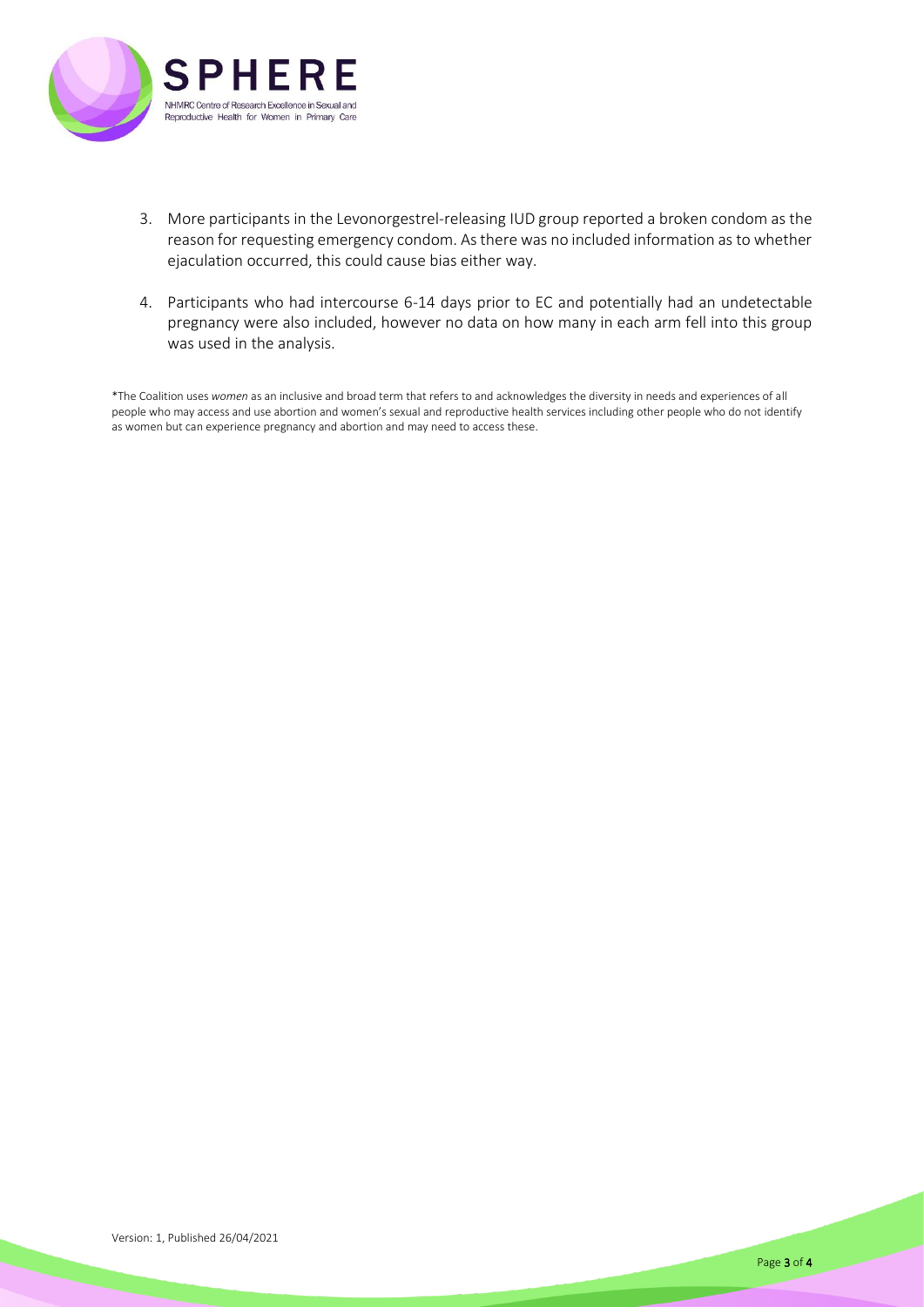3. More participants in the Levonorgestrel-releasing IUD group reported a broken condom as the reason for requesting emergency condom. As there was no included information as to whether ejaculation occurred, this could cause bias either way.

4. Participants who had intercourse 6-14 days prior to EC and potentially had an undetectable pregnancy were also included, however no data on how many in each arm fell into this group was used in the analysis.

*The Coalition uses *women* as an inclusive and broad term that refers to and acknowledges the diversity in needs and experiences of all people who may access and use abortion and women's sexual and reproductive health services including other people who do not identify as women but can experience pregnancy and abortion and may need to access these.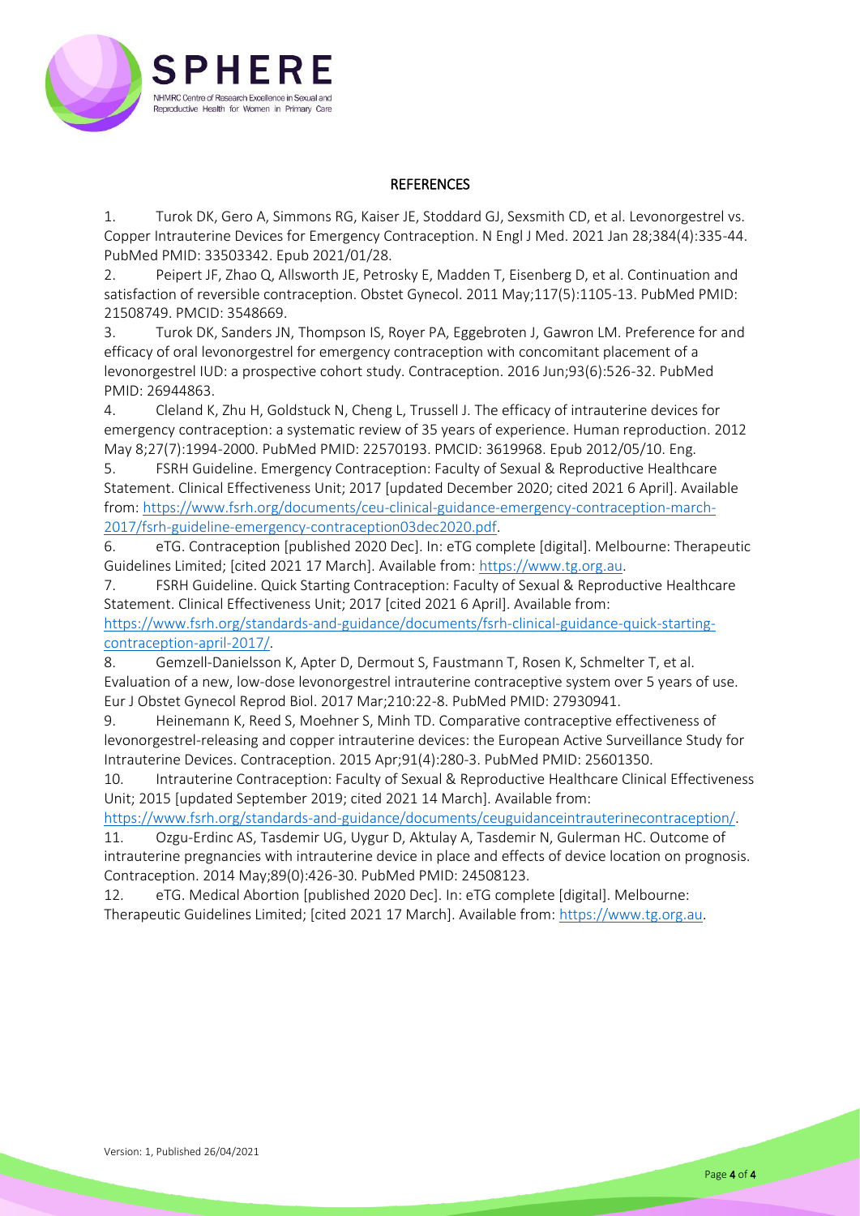## REFERENCES

1. Turok DK, Gero A, Simmons RG, Kaiser JE, Stoddard GJ, Sexsmith CD, et al. Levonorgestrel vs. Copper Intrauterine Devices for Emergency Contraception. N Engl J Med. 2021 Jan 28;384(4):335-44. PubMed PMID: 33503342. Epub 2021/01/28.
2. Peipert JF, Zhao Q, Allsworth JE, Petrosky E, Madden T, Eisenberg D, et al. Continuation and satisfaction of reversible contraception. Obstet Gynecol. 2011 May;117(5):1105-13. PubMed PMID: 21508749. PMCID: 3548669.
3. Turok DK, Sanders JN, Thompson IS, Royer PA, Eggebroten J, Gawron LM. Preference for and efficacy of oral levonorgestrel for emergency contraception with concomitant placement of a levonorgestrel IUD: a prospective cohort study. Contraception. 2016 Jun;93(6):526-32. PubMed PMID: 26944863.
4. Cleland K, Zhu H, Goldstuck N, Cheng L, Trussell J. The efficacy of intrauterine devices for emergency contraception: a systematic review of 35 years of experience. Human reproduction. 2012 May 8;27(7):1994-2000. PubMed PMID: 22570193. PMCID: 3619968. Epub 2012/05/10. Eng.
5. FSRH Guideline. Emergency Contraception: Faculty of Sexual & Reproductive Healthcare Statement. Clinical Effectiveness Unit; 2017 [updated December 2020; cited 2021 6 April]. Available from: https://www.fsrh.org/documents/ceu-clinical-guidance-emergency-contraception-march-2017/fsrh-guideline-emergency-contraception03dec2020.pdf.
6. eTG. Contraception [published 2020 Dec]. In: eTG complete [digital]. Melbourne: Therapeutic Guidelines Limited; [cited 2021 17 March]. Available from: https://www.tg.org.au.
7. FSRH Guideline. Quick Starting Contraception: Faculty of Sexual & Reproductive Healthcare Statement. Clinical Effectiveness Unit; 2017 [cited 2021 6 April]. Available from: https://www.fsrh.org/standards-and-guidance/documents/fsrh-clinical-guidance-quick-starting-contraception-april-2017/.
8. Gemzell-Danielsson K, Apter D, Dermout S, Faustmann T, Rosen K, Schmelter T, et al. Evaluation of a new, low-dose levonorgestrel intrauterine contraceptive system over 5 years of use. Eur J Obstet Gynecol Reprod Biol. 2017 Mar;210:22-8. PubMed PMID: 27930941.
9. Heinemann K, Reed S, Moehner S, Minh TD. Comparative contraceptive effectiveness of levonorgestrel-releasing and copper intrauterine devices: the European Active Surveillance Study for Intrauterine Devices. Contraception. 2015 Apr;91(4):280-3. PubMed PMID: 25601350.
10. Intrauterine Contraception: Faculty of Sexual & Reproductive Healthcare Clinical Effectiveness Unit; 2015 [updated September 2019; cited 2021 14 March]. Available from: https://www.fsrh.org/standards-and-guidance/documents/ceuguidanceintrauterinecontraception/.
11. Ozgu-Erdinc AS, Tasdemir UG, Uygur D, Aktulay A, Tasdemir N, Gulerman HC. Outcome of intrauterine pregnancies with intrauterine device in place and effects of device location on prognosis. Contraception. 2014 May;89(0):426-30. PubMed PMID: 24508123.
12. eTG. Medical Abortion [published 2020 Dec]. In: eTG complete [digital]. Melbourne: Therapeutic Guidelines Limited; [cited 2021 17 March]. Available from: https://www.tg.org.au.

Version: 1, Published 26/04/2021